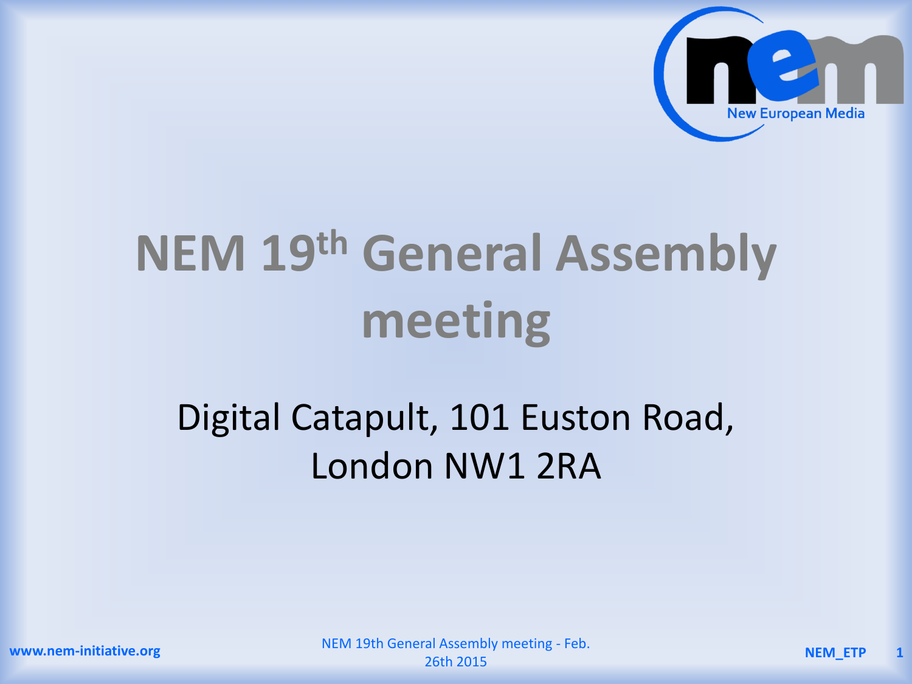# NEM 19th General Assembly meeting

Digital Catapult, 101 Euston Road, London NW1 2RA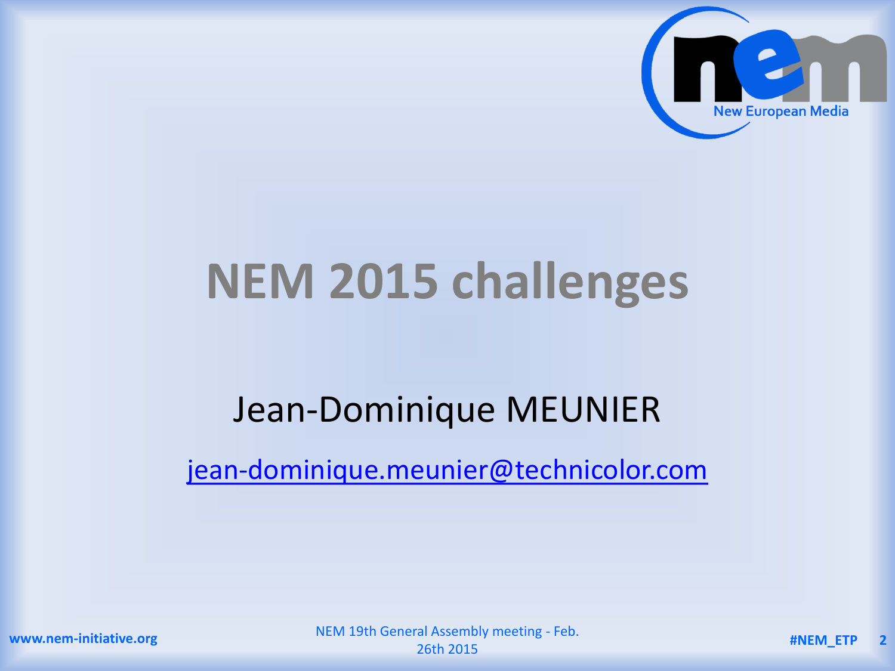# NEM 2015 challenges

Jean-Dominique MEUNIER

[jean-dominique.meunier@technicolor.com](mailto:jean-dominique.meunier@technicolor.com)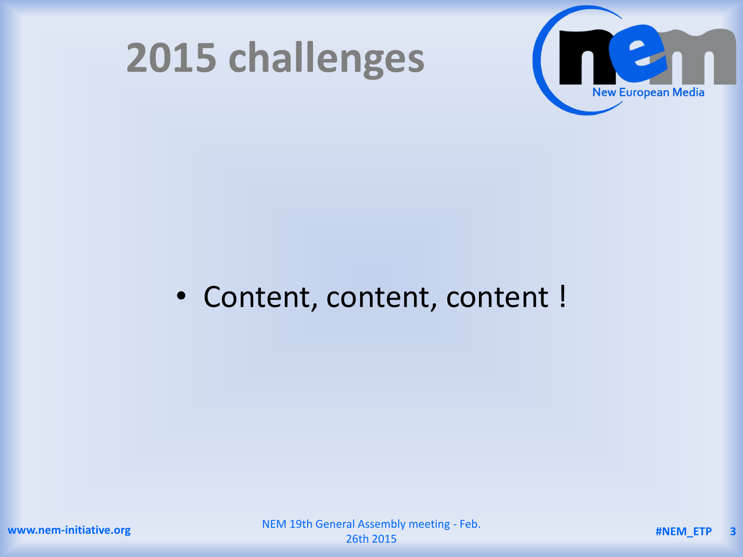# 2015 challenges

- Content, content, content !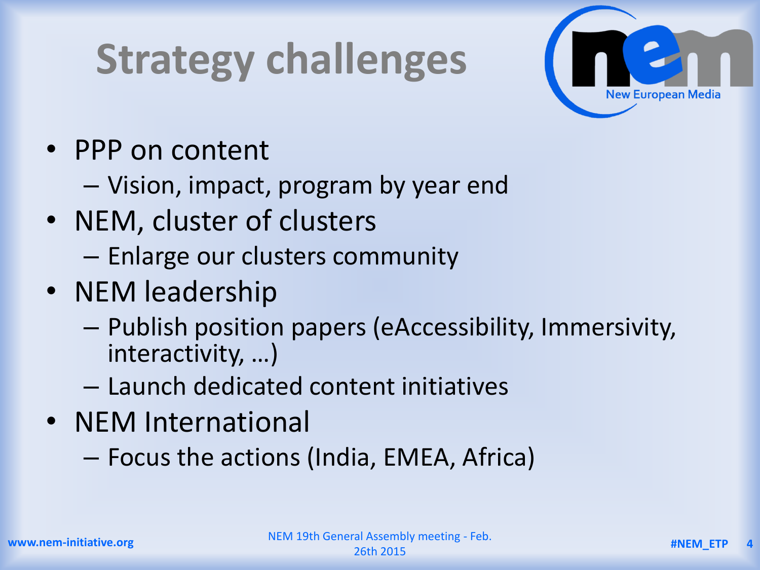# Strategy challenges

- PPP on content
  - Vision, impact, program by year end
- NEM, cluster of clusters
  - Enlarge our clusters community
- NEM leadership
  - Publish position papers (eAccessibility, Immersivity, interactivity, …)
  - Launch dedicated content initiatives
- NEM International
  - Focus the actions (India, EMEA, Africa)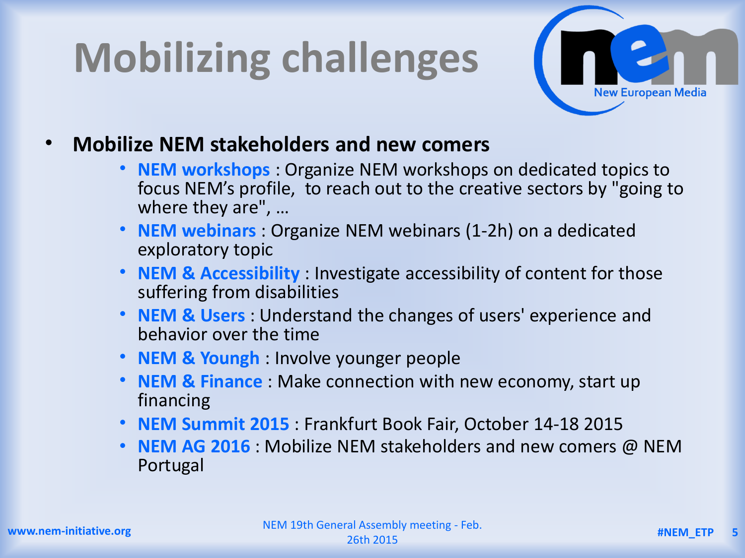# Mobilizing challenges

- **Mobilize NEM stakeholders and new comers**
  - **NEM workshops** : Organize NEM workshops on dedicated topics to focus NEM's profile, to reach out to the creative sectors by "going to where they are", …
  - **NEM webinars** : Organize NEM webinars (1-2h) on a dedicated exploratory topic
  - **NEM & Accessibility** : Investigate accessibility of content for those suffering from disabilities
  - **NEM & Users** : Understand the changes of users' experience and behavior over the time
  - **NEM & Youngh** : Involve younger people
  - **NEM & Finance** : Make connection with new economy, start up financing
  - **NEM Summit 2015** : Frankfurt Book Fair, October 14-18 2015
  - **NEM AG 2016** : Mobilize NEM stakeholders and new comers @ NEM Portugal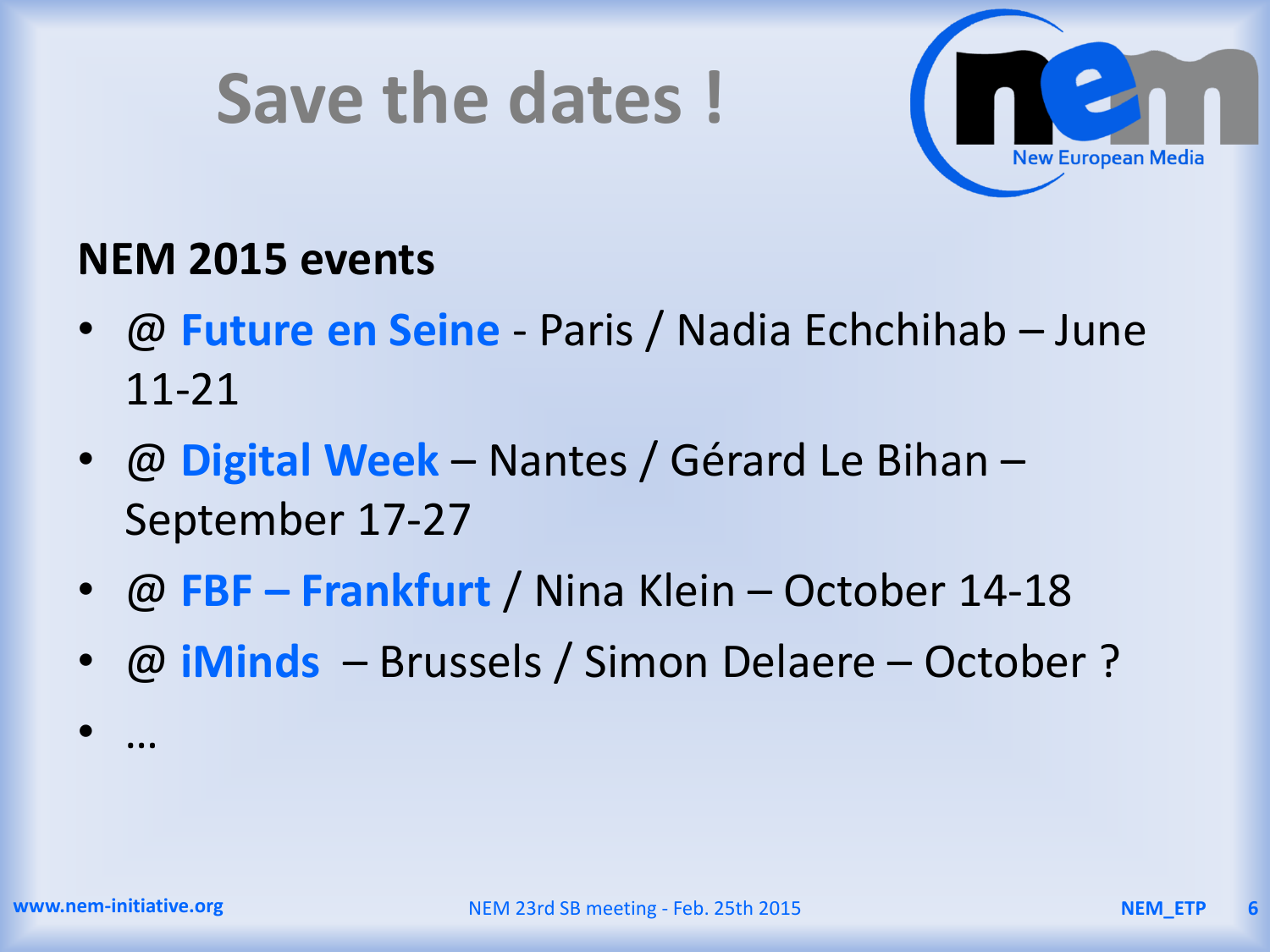# Save the dates !

**NEM 2015 events**

- @ **Future en Seine** - Paris / Nadia Echchihab – June 11-21
- @ **Digital Week** – Nantes / Gérard Le Bihan – September 17-27
- @ **FBF – Frankfurt** / Nina Klein – October 14-18
- @ **iMinds** – Brussels / Simon Delaere – October ?
- …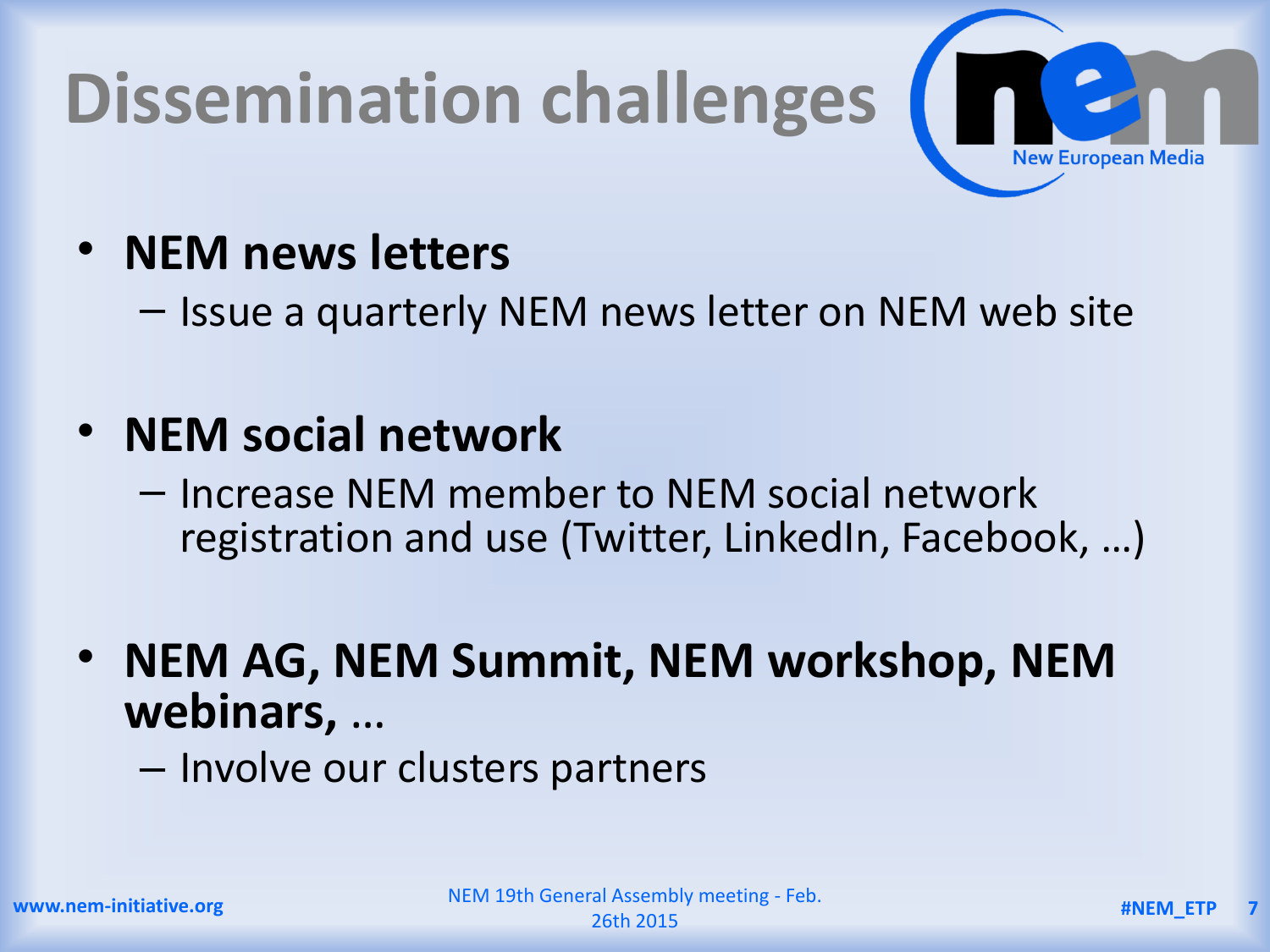# Dissemination challenges

- **NEM news letters**
  - Issue a quarterly NEM news letter on NEM web site
- **NEM social network**
  - Increase NEM member to NEM social network registration and use (Twitter, LinkedIn, Facebook, …)
- **NEM AG, NEM Summit, NEM workshop, NEM webinars, …**
  - Involve our clusters partners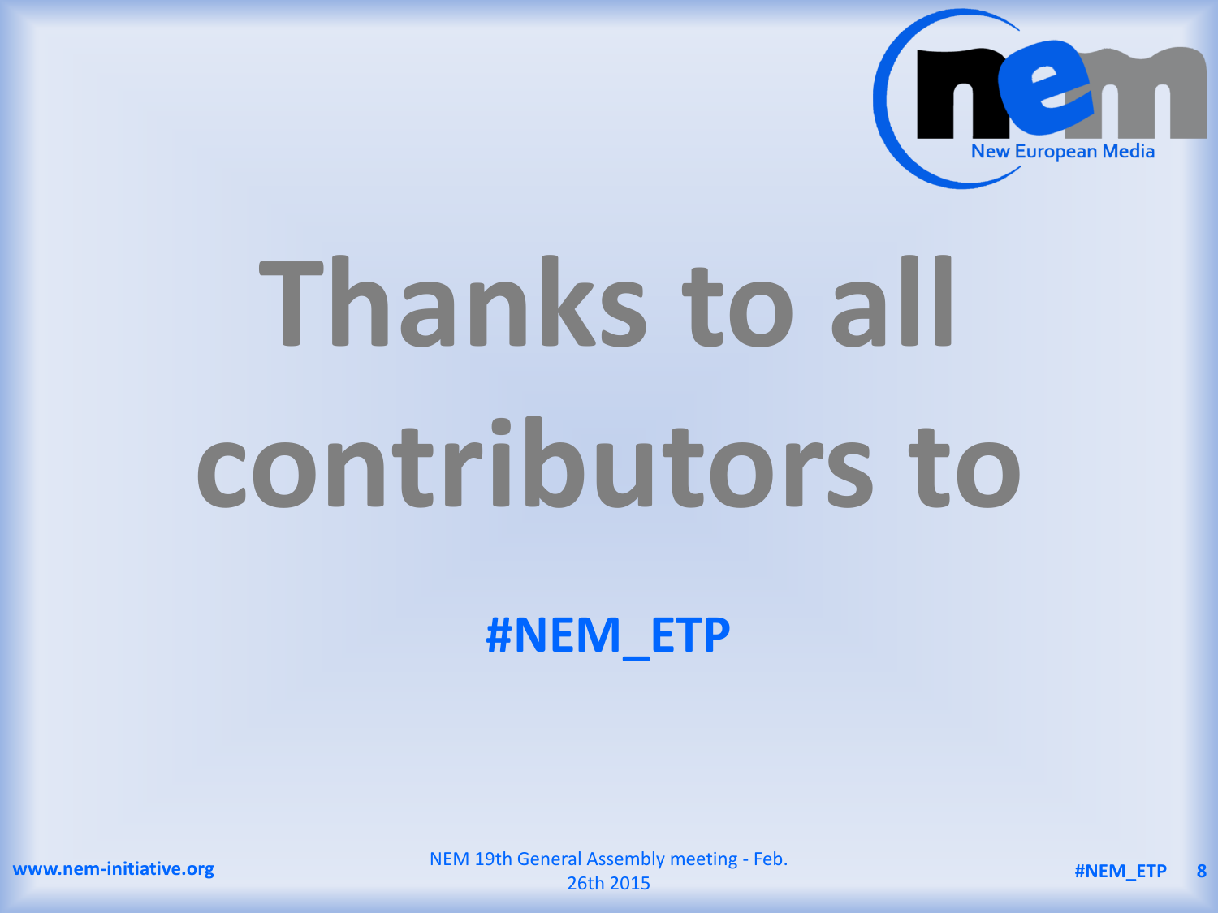# Thanks to all contributors to

**#NEM_ETP**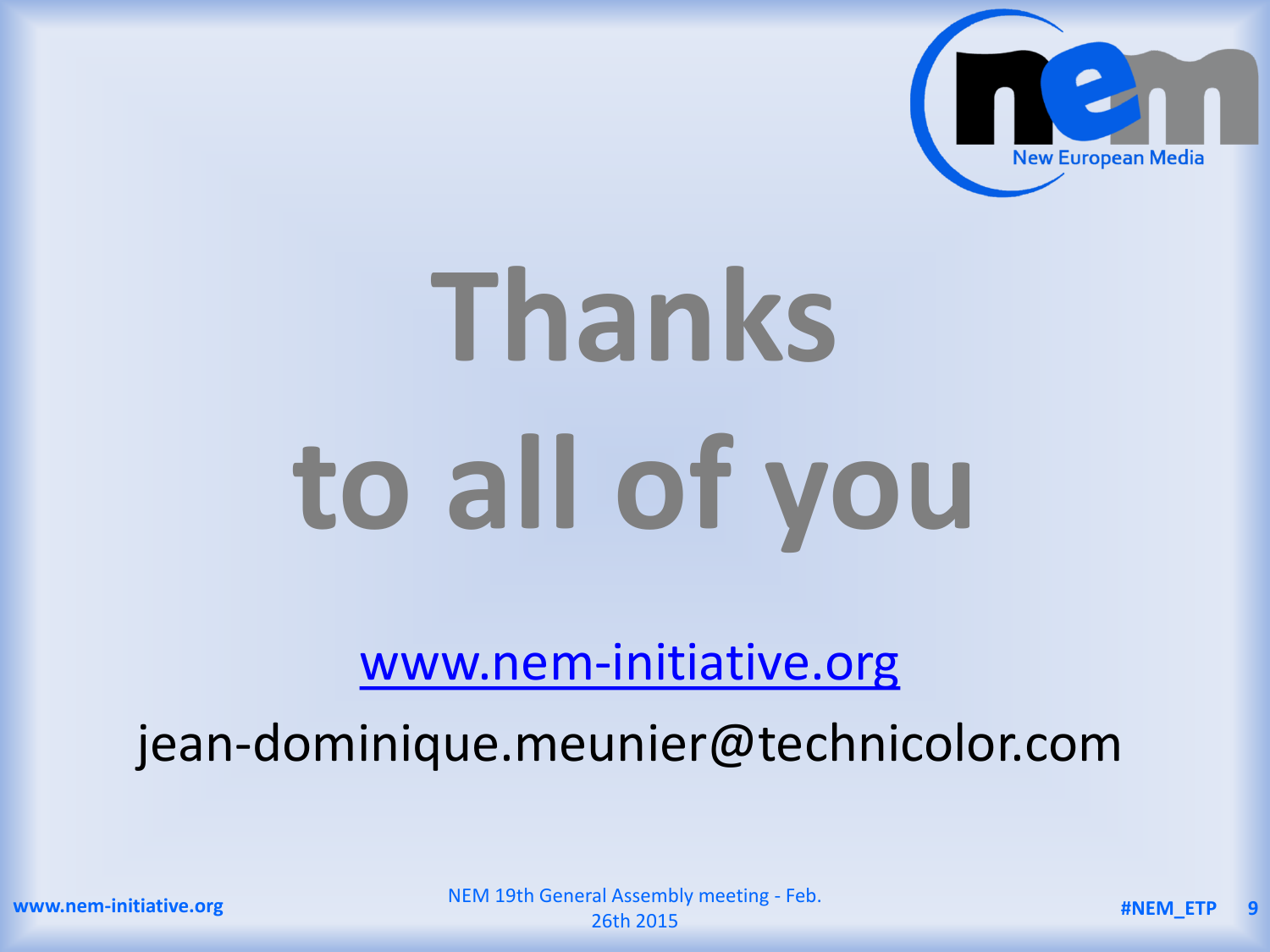# Thanks to all of you

www.nem-initiative.org

jean-dominique.meunier@technicolor.com